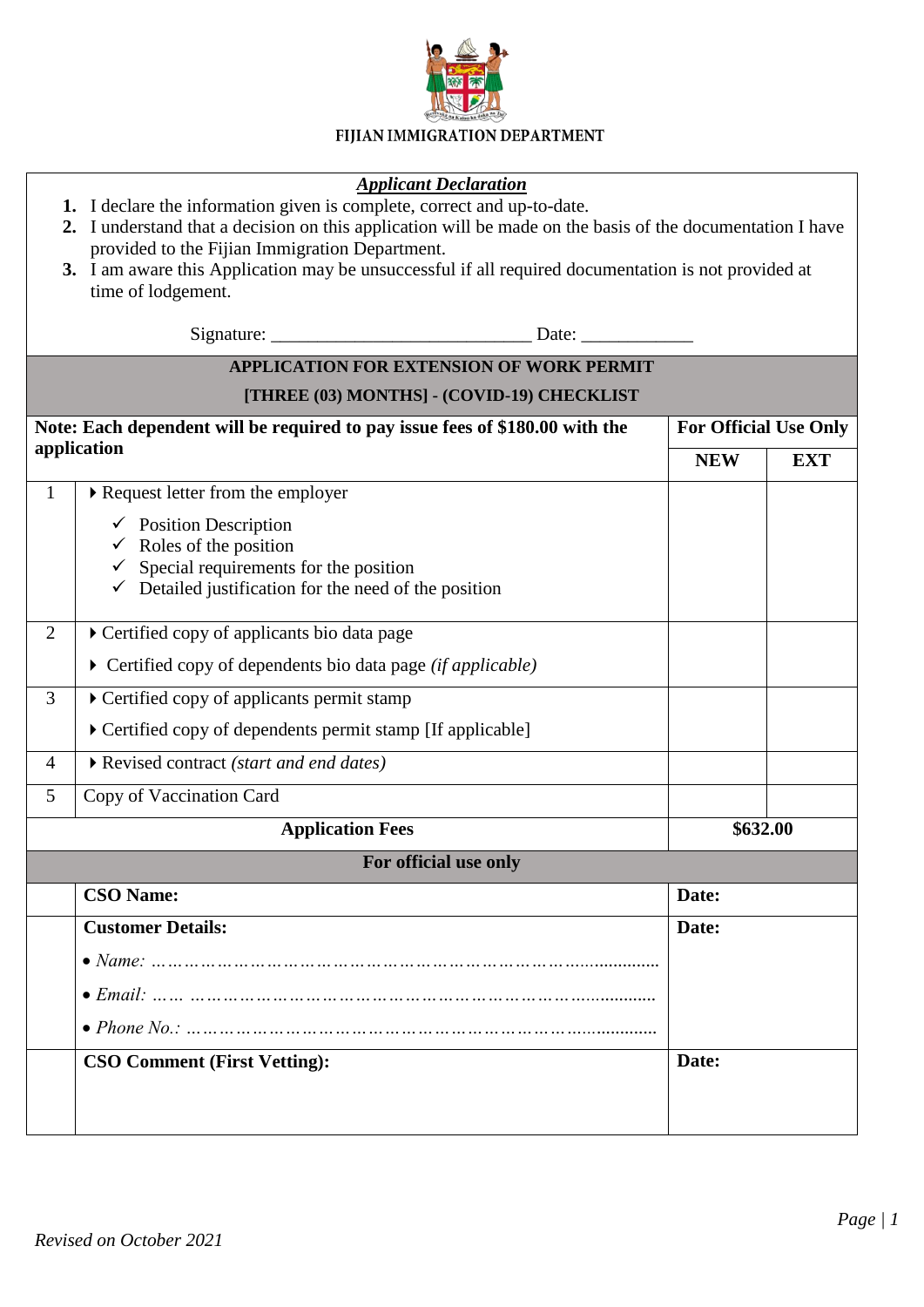# FIJIAN IMMIGRATION DEPARTMENT

***Applicant Declaration***

1. I declare the information given is complete, correct and up-to-date.
2. I understand that a decision on this application will be made on the basis of the documentation I have provided to the Fijian Immigration Department.
3. I am aware this Application may be unsuccessful if all required documentation is not provided at time of lodgement.

Signature: ____________________________ Date: ____________

## APPLICATION FOR EXTENSION OF WORK PERMIT [THREE (03) MONTHS] - (COVID-19) CHECKLIST

| **Note: Each dependent will be required to pay issue fees of $180.00 with the application** | | **For Official Use Only** | |
|---|---|---|---|
| | | **NEW** | **EXT** |
| 1 | ▸ Request letter from the employer<br>✓ Position Description<br>✓ Roles of the position<br>✓ Special requirements for the position<br>✓ Detailed justification for the need of the position | | |
| 2 | ▸ Certified copy of applicants bio data page<br>▸ Certified copy of dependents bio data page *(if applicable)* | | |
| 3 | ▸ Certified copy of applicants permit stamp<br>▸ Certified copy of dependents permit stamp [If applicable] | | |
| 4 | ▸ Revised contract *(start and end dates)* | | |
| 5 | Copy of Vaccination Card | | |
| | **Application Fees** | **$632.00** | |

| **For official use only** | | |
|---|---|---|
| | **CSO Name:** | **Date:** |
| | **Customer Details:**<br>• *Name:* ……………………………………………………………………..............<br>• *Email:* …… ………………………………………………………………...........<br>• *Phone No.:* ……………………………………………………………….............. | **Date:** |
| | **CSO Comment (First Vetting):** | **Date:** |

*Revised on October 2021*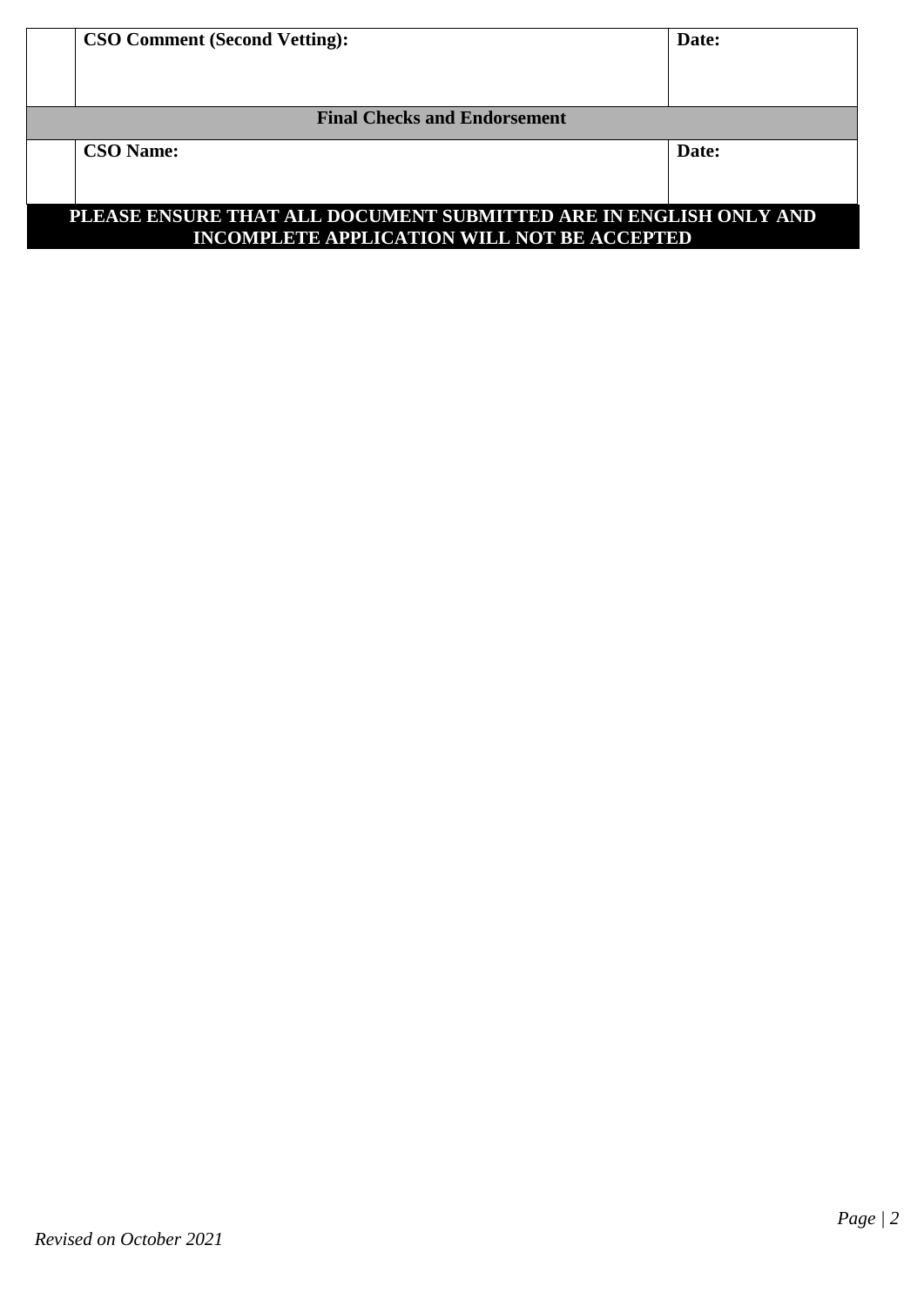| | | |
|---|---|---|
| | **CSO Comment (Second Vetting):** | **Date:** |
| **Final Checks and Endorsement** | | |
| | **CSO Name:** | **Date:** |

**PLEASE ENSURE THAT ALL DOCUMENT SUBMITTED ARE IN ENGLISH ONLY AND INCOMPLETE APPLICATION WILL NOT BE ACCEPTED**

*Revised on October 2021*